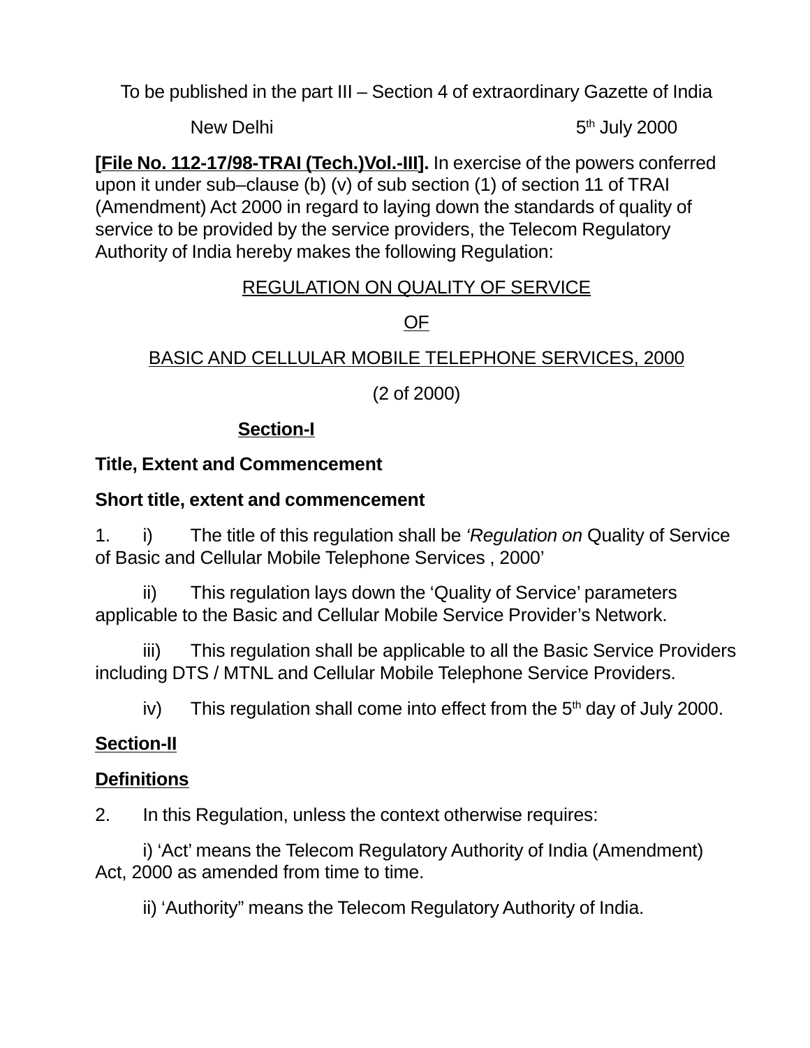To be published in the part III – Section 4 of extraordinary Gazette of India

New Delhi 5th July 2000

**[File No. 112-17/98-TRAI (Tech.)Vol.-III].** In exercise of the powers conferred upon it under sub–clause (b) (v) of sub section (1) of section 11 of TRAI (Amendment) Act 2000 in regard to laying down the standards of quality of service to be provided by the service providers, the Telecom Regulatory Authority of India hereby makes the following Regulation:

# REGULATION ON QUALITY OF SERVICE OF BASIC AND CELLULAR MOBILE TELEPHONE SERVICES, 2000

(2 of 2000)

## Section-I

### Title, Extent and Commencement

**Short title, extent and commencement**

1. i) The title of this regulation shall be *‘Regulation on* Quality of Service of Basic and Cellular Mobile Telephone Services , 2000’

ii) This regulation lays down the ‘Quality of Service’ parameters applicable to the Basic and Cellular Mobile Service Provider’s Network.

iii) This regulation shall be applicable to all the Basic Service Providers including DTS / MTNL and Cellular Mobile Telephone Service Providers.

iv) This regulation shall come into effect from the 5th day of July 2000.

## Section-II

### Definitions

2. In this Regulation, unless the context otherwise requires:

i) ‘Act’ means the Telecom Regulatory Authority of India (Amendment) Act, 2000 as amended from time to time.

ii) ‘Authority” means the Telecom Regulatory Authority of India.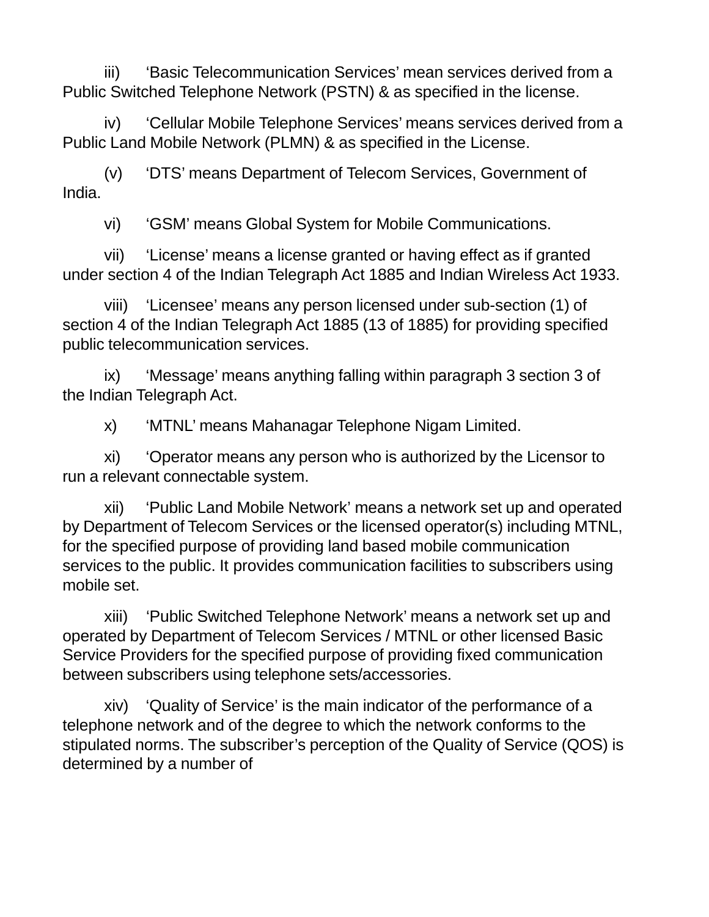iii) ‘Basic Telecommunication Services’ mean services derived from a Public Switched Telephone Network (PSTN) & as specified in the license.

iv) ‘Cellular Mobile Telephone Services’ means services derived from a Public Land Mobile Network (PLMN) & as specified in the License.

(v) ‘DTS’ means Department of Telecom Services, Government of India.

vi) ‘GSM’ means Global System for Mobile Communications.

vii) ‘License’ means a license granted or having effect as if granted under section 4 of the Indian Telegraph Act 1885 and Indian Wireless Act 1933.

viii) ‘Licensee’ means any person licensed under sub-section (1) of section 4 of the Indian Telegraph Act 1885 (13 of 1885) for providing specified public telecommunication services.

ix) ‘Message’ means anything falling within paragraph 3 section 3 of the Indian Telegraph Act.

x) ‘MTNL’ means Mahanagar Telephone Nigam Limited.

xi) ‘Operator means any person who is authorized by the Licensor to run a relevant connectable system.

xii) ‘Public Land Mobile Network’ means a network set up and operated by Department of Telecom Services or the licensed operator(s) including MTNL, for the specified purpose of providing land based mobile communication services to the public. It provides communication facilities to subscribers using mobile set.

xiii) ‘Public Switched Telephone Network’ means a network set up and operated by Department of Telecom Services / MTNL or other licensed Basic Service Providers for the specified purpose of providing fixed communication between subscribers using telephone sets/accessories.

xiv) ‘Quality of Service’ is the main indicator of the performance of a telephone network and of the degree to which the network conforms to the stipulated norms. The subscriber’s perception of the Quality of Service (QOS) is determined by a number of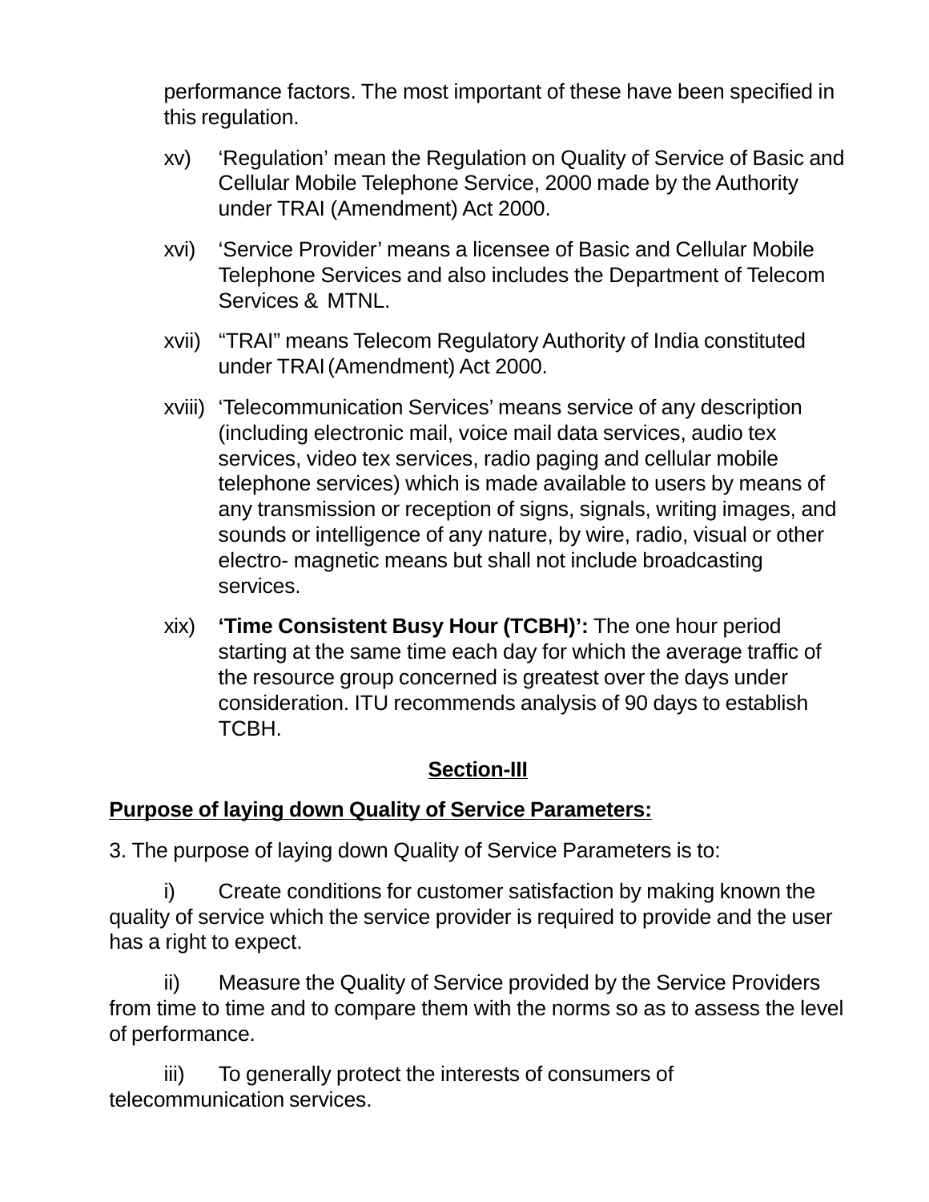performance factors. The most important of these have been specified in this regulation.

xv) ‘Regulation’ mean the Regulation on Quality of Service of Basic and Cellular Mobile Telephone Service, 2000 made by the Authority under TRAI (Amendment) Act 2000.

xvi) ‘Service Provider’ means a licensee of Basic and Cellular Mobile Telephone Services and also includes the Department of Telecom Services & MTNL.

xvii) “TRAI” means Telecom Regulatory Authority of India constituted under TRAI (Amendment) Act 2000.

xviii) ‘Telecommunication Services’ means service of any description (including electronic mail, voice mail data services, audio tex services, video tex services, radio paging and cellular mobile telephone services) which is made available to users by means of any transmission or reception of signs, signals, writing images, and sounds or intelligence of any nature, by wire, radio, visual or other electro- magnetic means but shall not include broadcasting services.

xix) **‘Time Consistent Busy Hour (TCBH)’:** The one hour period starting at the same time each day for which the average traffic of the resource group concerned is greatest over the days under consideration. ITU recommends analysis of 90 days to establish TCBH.

## Section-III

### Purpose of laying down Quality of Service Parameters:

3. The purpose of laying down Quality of Service Parameters is to:

i) Create conditions for customer satisfaction by making known the quality of service which the service provider is required to provide and the user has a right to expect.

ii) Measure the Quality of Service provided by the Service Providers from time to time and to compare them with the norms so as to assess the level of performance.

iii) To generally protect the interests of consumers of telecommunication services.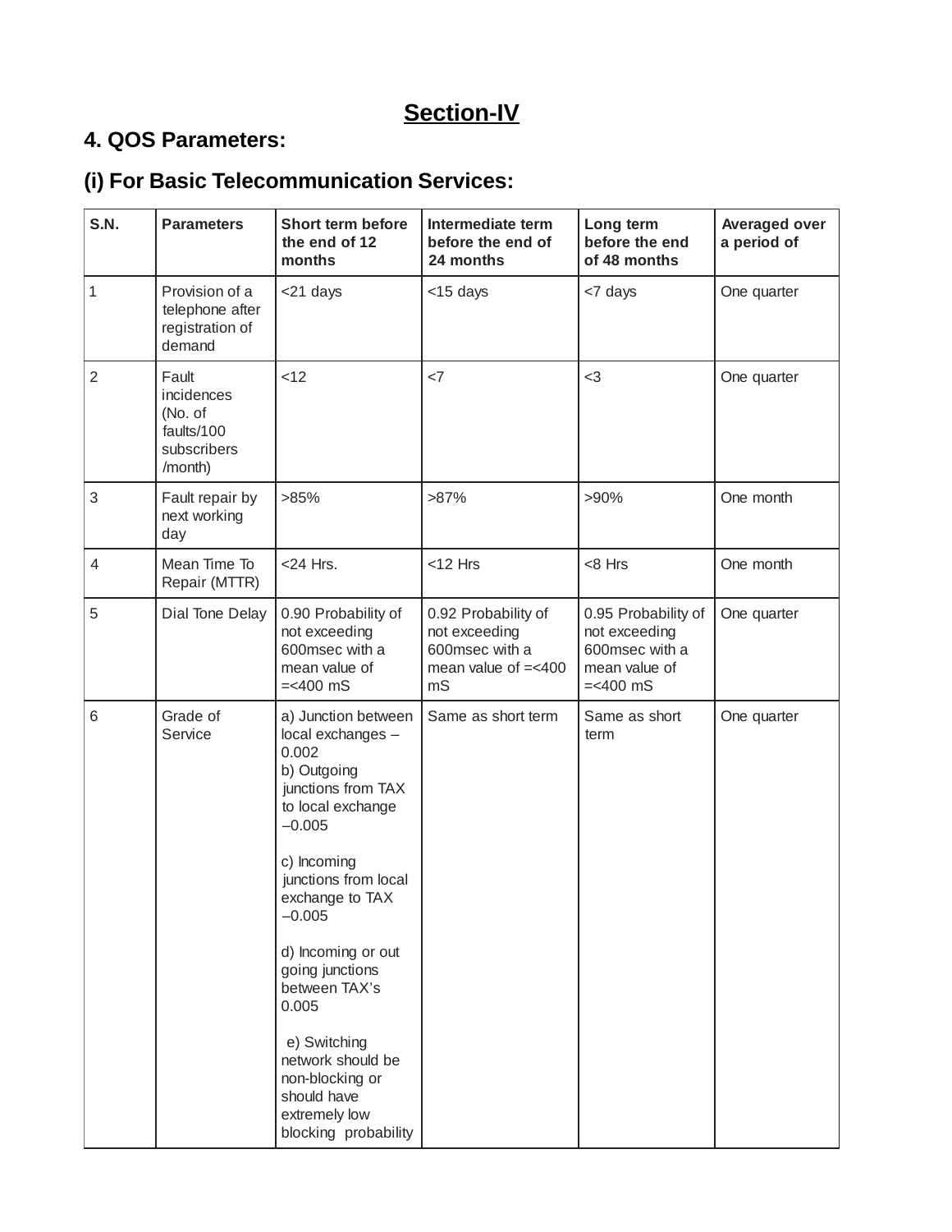## Section-IV

### 4. QOS Parameters:

### (i) For Basic Telecommunication Services:

| S.N. | Parameters | Short term before the end of 12 months | Intermediate term before the end of 24 months | Long term before the end of 48 months | Averaged over a period of |
|---|---|---|---|---|---|
| 1 | Provision of a telephone after registration of demand | <21 days | <15 days | <7 days | One quarter |
| 2 | Fault incidences (No. of faults/100 subscribers /month) | <12 | <7 | <3 | One quarter |
| 3 | Fault repair by next working day | >85% | >87% | >90% | One month |
| 4 | Mean Time To Repair (MTTR) | <24 Hrs. | <12 Hrs | <8 Hrs | One month |
| 5 | Dial Tone Delay | 0.90 Probability of not exceeding 600msec with a mean value of =<400 mS | 0.92 Probability of not exceeding 600msec with a mean value of =<400 mS | 0.95 Probability of not exceeding 600msec with a mean value of =<400 mS | One quarter |
| 6 | Grade of Service | a) Junction between local exchanges – 0.002<br>b) Outgoing junctions from TAX to local exchange –0.005<br>c) Incoming junctions from local exchange to TAX –0.005<br>d) Incoming or out going junctions between TAX's 0.005<br>e) Switching network should be non-blocking or should have extremely low blocking probability | Same as short term | Same as short term | One quarter |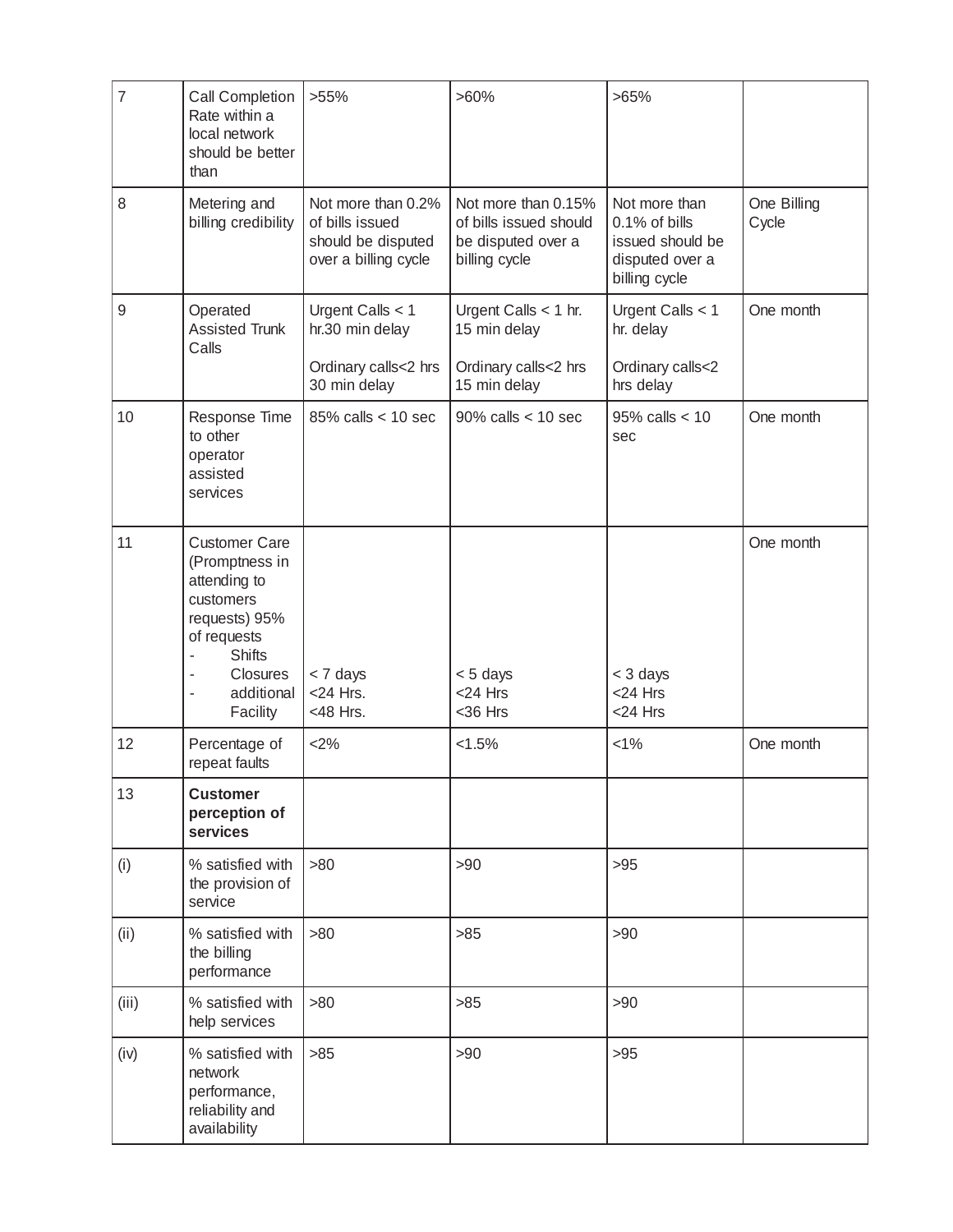| 7 | Call Completion Rate within a local network should be better than | >55% | >60% | >65% | |
|---|---|---|---|---|---|
| 8 | Metering and billing credibility | Not more than 0.2% of bills issued should be disputed over a billing cycle | Not more than 0.15% of bills issued should be disputed over a billing cycle | Not more than 0.1% of bills issued should be disputed over a billing cycle | One Billing Cycle |
| 9 | Operated Assisted Trunk Calls | Urgent Calls < 1 hr.30 min delay<br><br>Ordinary calls<2 hrs 30 min delay | Urgent Calls < 1 hr. 15 min delay<br><br>Ordinary calls<2 hrs 15 min delay | Urgent Calls < 1 hr. delay<br><br>Ordinary calls<2 hrs delay | One month |
| 10 | Response Time to other operator assisted services | 85% calls < 10 sec | 90% calls < 10 sec | 95% calls < 10 sec | One month |
| 11 | Customer Care (Promptness in attending to customers requests) 95% of requests<br>- Shifts<br>- Closures<br>- additional Facility | < 7 days<br><24 Hrs.<br><48 Hrs. | < 5 days<br><24 Hrs<br><36 Hrs | < 3 days<br><24 Hrs<br><24 Hrs | One month |
| 12 | Percentage of repeat faults | <2% | <1.5% | <1% | One month |
| 13 | **Customer perception of services** | | | | |
| (i) | % satisfied with the provision of service | >80 | >90 | >95 | |
| (ii) | % satisfied with the billing performance | >80 | >85 | >90 | |
| (iii) | % satisfied with help services | >80 | >85 | >90 | |
| (iv) | % satisfied with network performance, reliability and availability | >85 | >90 | >95 | |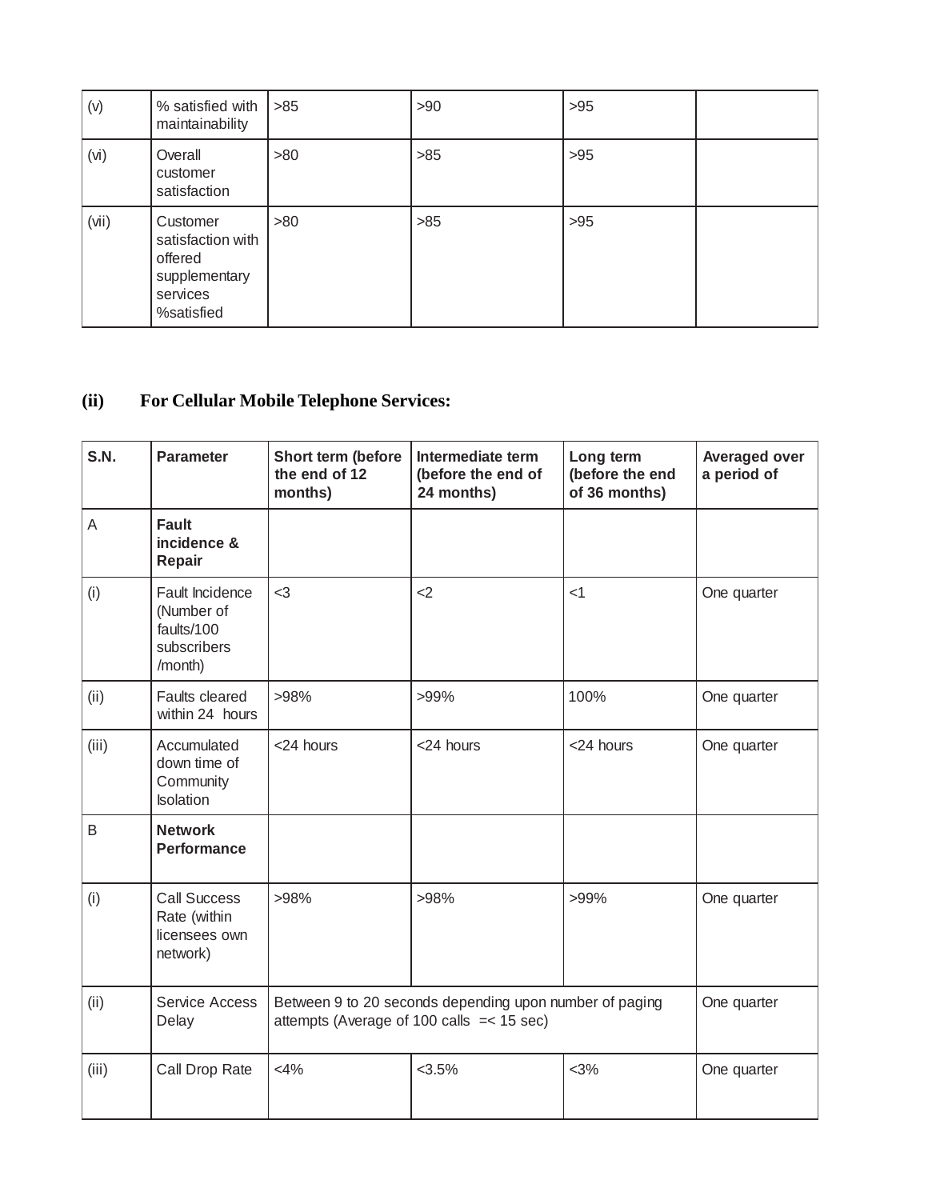| | | | | | |
|---|---|---|---|---|---|
| (v) | % satisfied with maintainability | >85 | >90 | >95 | |
| (vi) | Overall customer satisfaction | >80 | >85 | >95 | |
| (vii) | Customer satisfaction with offered supplementary services %satisfied | >80 | >85 | >95 | |

**(ii) For Cellular Mobile Telephone Services:**

| S.N. | Parameter | Short term (before the end of 12 months) | Intermediate term (before the end of 24 months) | Long term (before the end of 36 months) | Averaged over a period of |
|---|---|---|---|---|---|
| A | **Fault incidence & Repair** | | | | |
| (i) | Fault Incidence (Number of faults/100 subscribers /month) | <3 | <2 | <1 | One quarter |
| (ii) | Faults cleared within 24 hours | >98% | >99% | 100% | One quarter |
| (iii) | Accumulated down time of Community Isolation | <24 hours | <24 hours | <24 hours | One quarter |
| B | **Network Performance** | | | | |
| (i) | Call Success Rate (within licensees own network) | >98% | >98% | >99% | One quarter |
| (ii) | Service Access Delay | Between 9 to 20 seconds depending upon number of paging attempts (Average of 100 calls =< 15 sec) | | | One quarter |
| (iii) | Call Drop Rate | <4% | <3.5% | <3% | One quarter |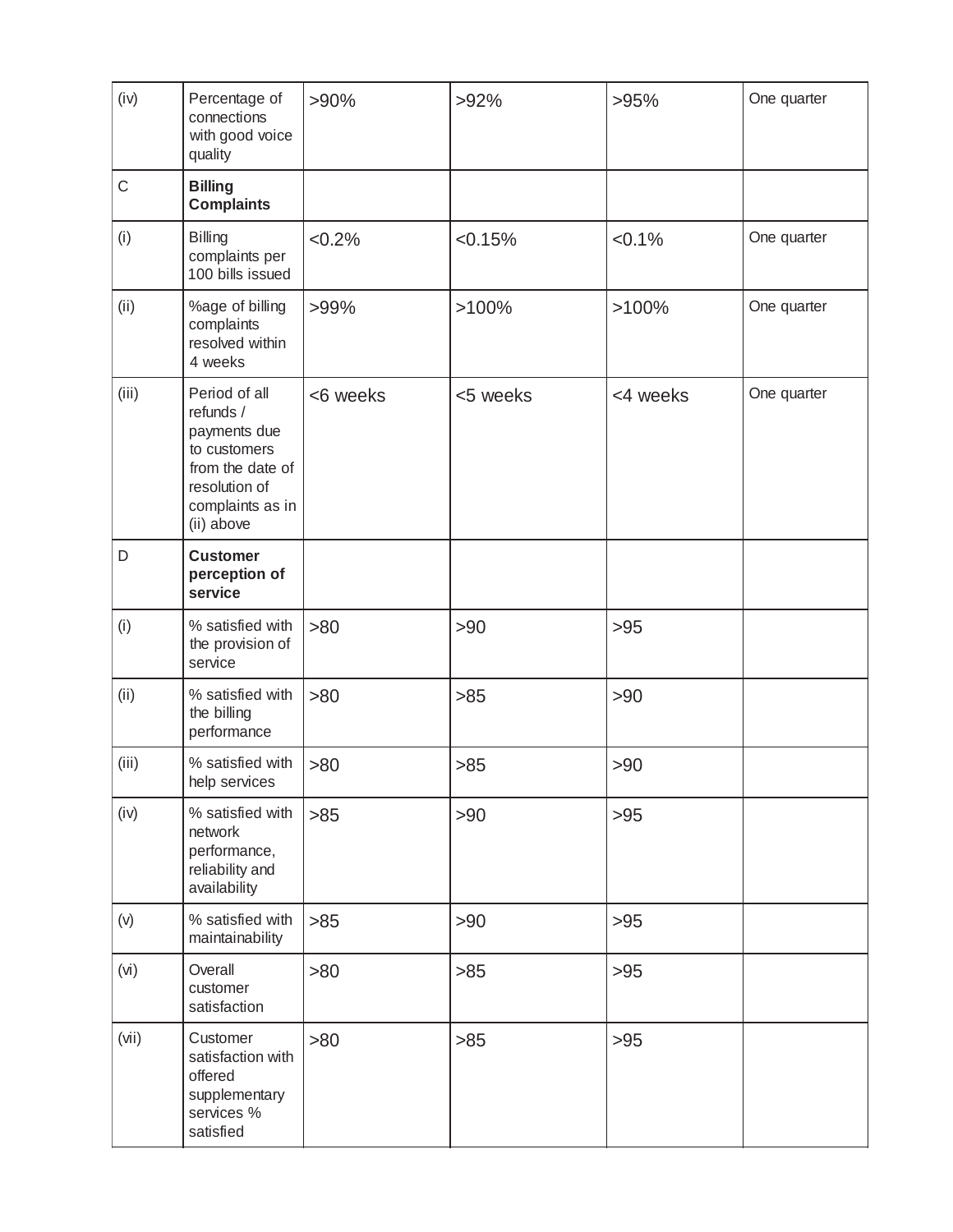| (iv) | Percentage of connections with good voice quality | >90% | >92% | >95% | One quarter |
|---|---|---|---|---|---|
| C | **Billing Complaints** | | | | |
| (i) | Billing complaints per 100 bills issued | <0.2% | <0.15% | <0.1% | One quarter |
| (ii) | %age of billing complaints resolved within 4 weeks | >99% | >100% | >100% | One quarter |
| (iii) | Period of all refunds / payments due to customers from the date of resolution of complaints as in (ii) above | <6 weeks | <5 weeks | <4 weeks | One quarter |
| D | **Customer perception of service** | | | | |
| (i) | % satisfied with the provision of service | >80 | >90 | >95 | |
| (ii) | % satisfied with the billing performance | >80 | >85 | >90 | |
| (iii) | % satisfied with help services | >80 | >85 | >90 | |
| (iv) | % satisfied with network performance, reliability and availability | >85 | >90 | >95 | |
| (v) | % satisfied with maintainability | >85 | >90 | >95 | |
| (vi) | Overall customer satisfaction | >80 | >85 | >95 | |
| (vii) | Customer satisfaction with offered supplementary services % satisfied | >80 | >85 | >95 | |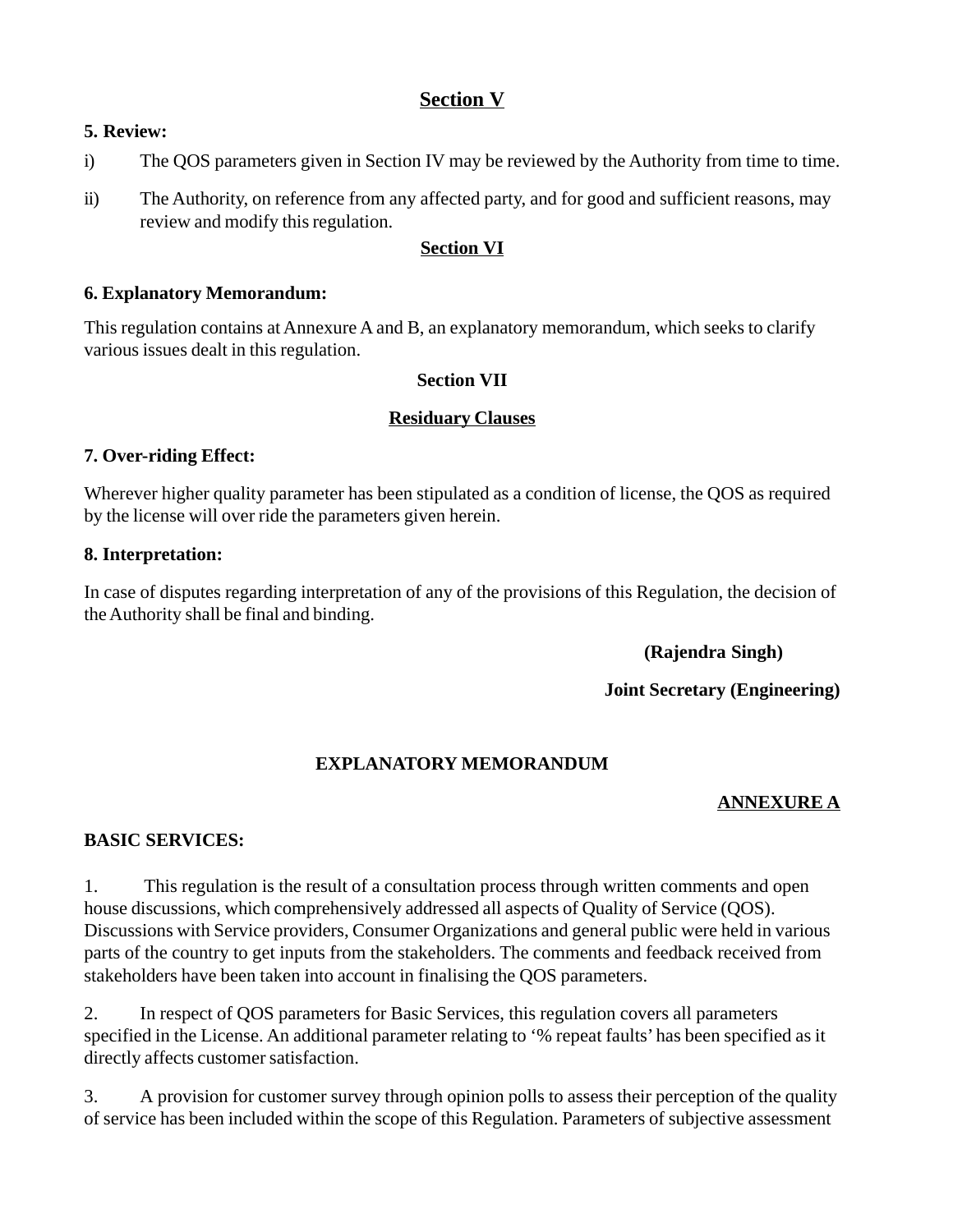## Section V

**5. Review:**

i) The QOS parameters given in Section IV may be reviewed by the Authority from time to time.

ii) The Authority, on reference from any affected party, and for good and sufficient reasons, may review and modify this regulation.

## Section VI

**6. Explanatory Memorandum:**

This regulation contains at Annexure A and B, an explanatory memorandum, which seeks to clarify various issues dealt in this regulation.

## Section VII

### Residuary Clauses

**7. Over-riding Effect:**

Wherever higher quality parameter has been stipulated as a condition of license, the QOS as required by the license will over ride the parameters given herein.

**8. Interpretation:**

In case of disputes regarding interpretation of any of the provisions of this Regulation, the decision of the Authority shall be final and binding.

**(Rajendra Singh)**

**Joint Secretary (Engineering)**

## EXPLANATORY MEMORANDUM

**ANNEXURE A**

**BASIC SERVICES:**

1. This regulation is the result of a consultation process through written comments and open house discussions, which comprehensively addressed all aspects of Quality of Service (QOS). Discussions with Service providers, Consumer Organizations and general public were held in various parts of the country to get inputs from the stakeholders. The comments and feedback received from stakeholders have been taken into account in finalising the QOS parameters.

2. In respect of QOS parameters for Basic Services, this regulation covers all parameters specified in the License. An additional parameter relating to '% repeat faults' has been specified as it directly affects customer satisfaction.

3. A provision for customer survey through opinion polls to assess their perception of the quality of service has been included within the scope of this Regulation. Parameters of subjective assessment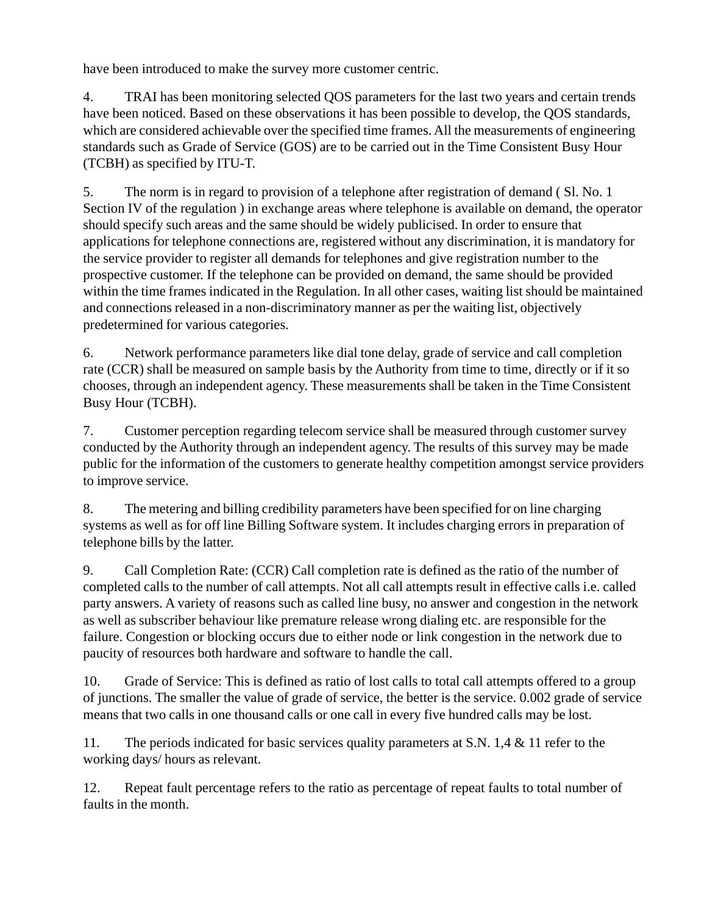have been introduced to make the survey more customer centric.

4. TRAI has been monitoring selected QOS parameters for the last two years and certain trends have been noticed. Based on these observations it has been possible to develop, the QOS standards, which are considered achievable over the specified time frames. All the measurements of engineering standards such as Grade of Service (GOS) are to be carried out in the Time Consistent Busy Hour (TCBH) as specified by ITU-T.

5. The norm is in regard to provision of a telephone after registration of demand ( Sl. No. 1 Section IV of the regulation ) in exchange areas where telephone is available on demand, the operator should specify such areas and the same should be widely publicised. In order to ensure that applications for telephone connections are, registered without any discrimination, it is mandatory for the service provider to register all demands for telephones and give registration number to the prospective customer. If the telephone can be provided on demand, the same should be provided within the time frames indicated in the Regulation. In all other cases, waiting list should be maintained and connections released in a non-discriminatory manner as per the waiting list, objectively predetermined for various categories.

6. Network performance parameters like dial tone delay, grade of service and call completion rate (CCR) shall be measured on sample basis by the Authority from time to time, directly or if it so chooses, through an independent agency. These measurements shall be taken in the Time Consistent Busy Hour (TCBH).

7. Customer perception regarding telecom service shall be measured through customer survey conducted by the Authority through an independent agency. The results of this survey may be made public for the information of the customers to generate healthy competition amongst service providers to improve service.

8. The metering and billing credibility parameters have been specified for on line charging systems as well as for off line Billing Software system. It includes charging errors in preparation of telephone bills by the latter.

9. Call Completion Rate: (CCR) Call completion rate is defined as the ratio of the number of completed calls to the number of call attempts. Not all call attempts result in effective calls i.e. called party answers. A variety of reasons such as called line busy, no answer and congestion in the network as well as subscriber behaviour like premature release wrong dialing etc. are responsible for the failure. Congestion or blocking occurs due to either node or link congestion in the network due to paucity of resources both hardware and software to handle the call.

10. Grade of Service: This is defined as ratio of lost calls to total call attempts offered to a group of junctions. The smaller the value of grade of service, the better is the service. 0.002 grade of service means that two calls in one thousand calls or one call in every five hundred calls may be lost.

11. The periods indicated for basic services quality parameters at S.N. 1,4 & 11 refer to the working days/ hours as relevant.

12. Repeat fault percentage refers to the ratio as percentage of repeat faults to total number of faults in the month.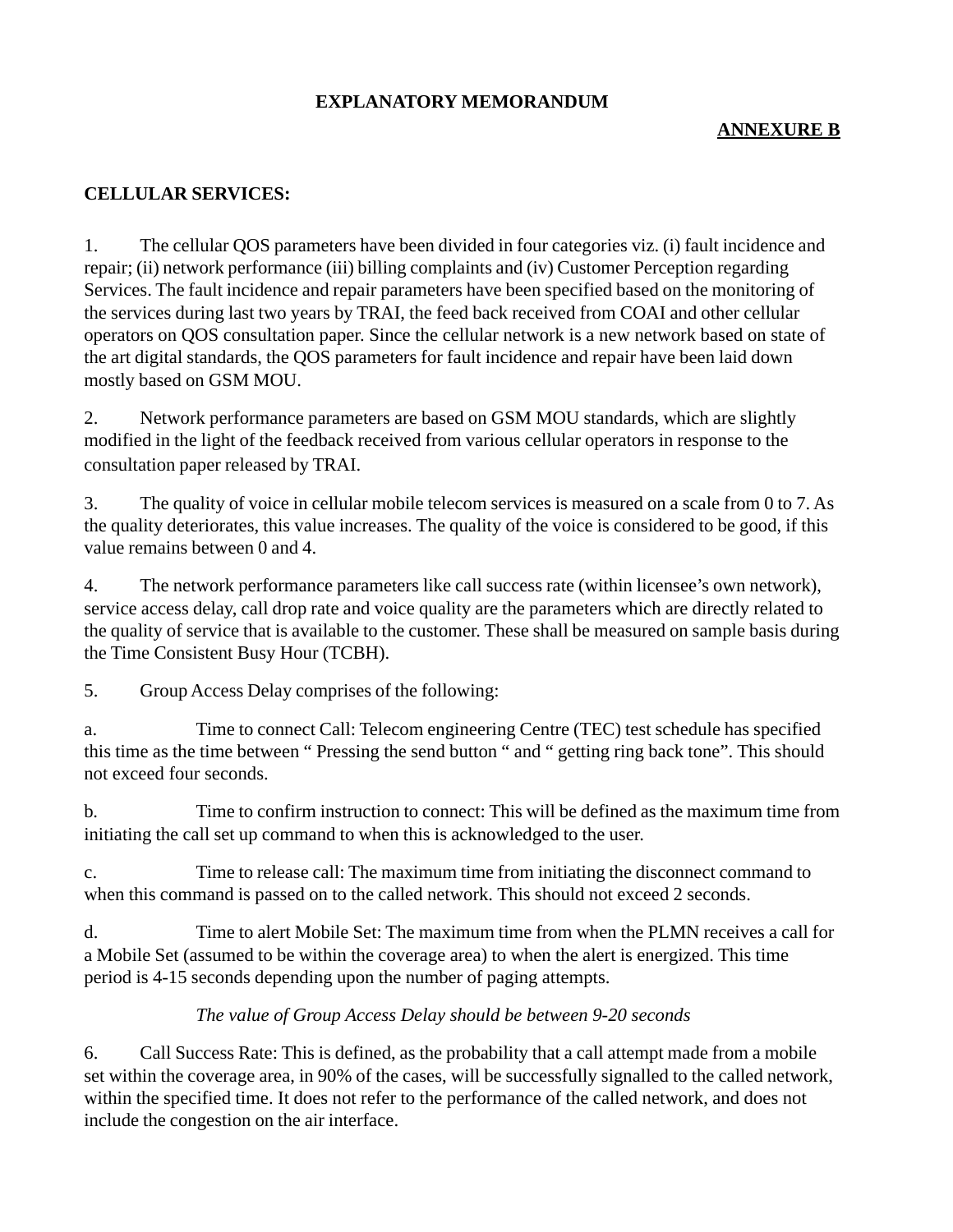**EXPLANATORY MEMORANDUM**

**ANNEXURE B**

**CELLULAR SERVICES:**

1. The cellular QOS parameters have been divided in four categories viz. (i) fault incidence and repair; (ii) network performance (iii) billing complaints and (iv) Customer Perception regarding Services. The fault incidence and repair parameters have been specified based on the monitoring of the services during last two years by TRAI, the feed back received from COAI and other cellular operators on QOS consultation paper. Since the cellular network is a new network based on state of the art digital standards, the QOS parameters for fault incidence and repair have been laid down mostly based on GSM MOU.

2. Network performance parameters are based on GSM MOU standards, which are slightly modified in the light of the feedback received from various cellular operators in response to the consultation paper released by TRAI.

3. The quality of voice in cellular mobile telecom services is measured on a scale from 0 to 7. As the quality deteriorates, this value increases. The quality of the voice is considered to be good, if this value remains between 0 and 4.

4. The network performance parameters like call success rate (within licensee's own network), service access delay, call drop rate and voice quality are the parameters which are directly related to the quality of service that is available to the customer. These shall be measured on sample basis during the Time Consistent Busy Hour (TCBH).

5. Group Access Delay comprises of the following:

a. Time to connect Call: Telecom engineering Centre (TEC) test schedule has specified this time as the time between " Pressing the send button " and " getting ring back tone". This should not exceed four seconds.

b. Time to confirm instruction to connect: This will be defined as the maximum time from initiating the call set up command to when this is acknowledged to the user.

c. Time to release call: The maximum time from initiating the disconnect command to when this command is passed on to the called network. This should not exceed 2 seconds.

d. Time to alert Mobile Set: The maximum time from when the PLMN receives a call for a Mobile Set (assumed to be within the coverage area) to when the alert is energized. This time period is 4-15 seconds depending upon the number of paging attempts.

*The value of Group Access Delay should be between 9-20 seconds*

6. Call Success Rate: This is defined, as the probability that a call attempt made from a mobile set within the coverage area, in 90% of the cases, will be successfully signalled to the called network, within the specified time. It does not refer to the performance of the called network, and does not include the congestion on the air interface.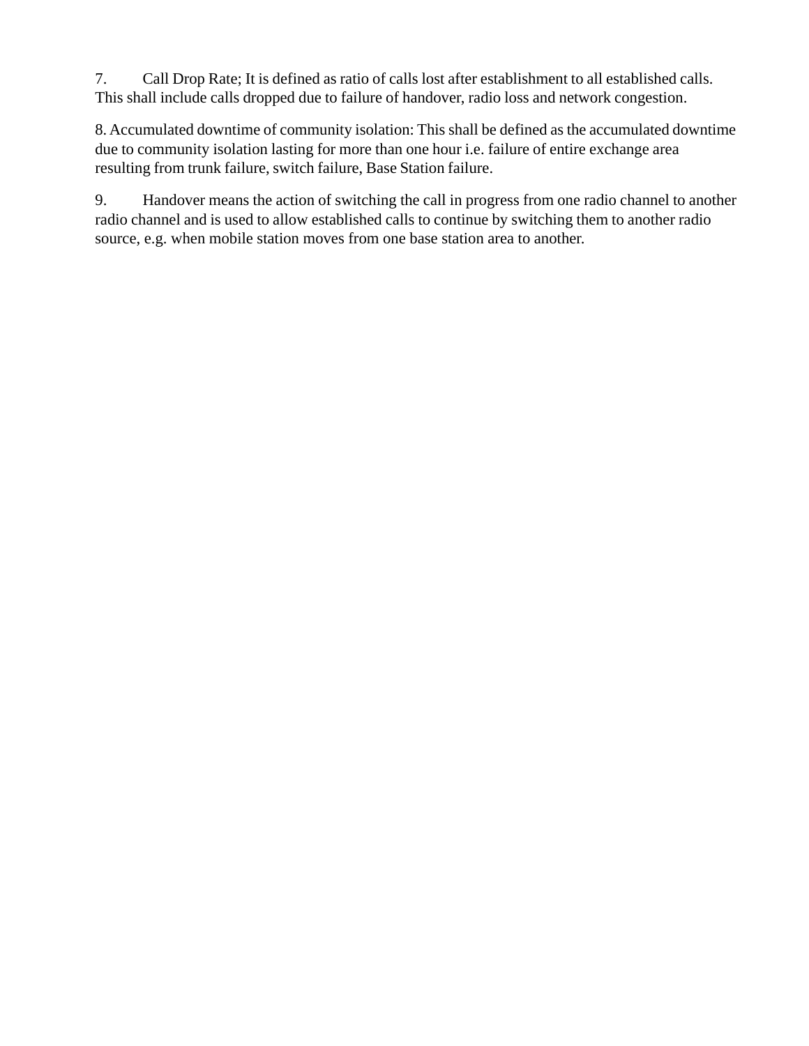7. Call Drop Rate; It is defined as ratio of calls lost after establishment to all established calls. This shall include calls dropped due to failure of handover, radio loss and network congestion.

8. Accumulated downtime of community isolation: This shall be defined as the accumulated downtime due to community isolation lasting for more than one hour i.e. failure of entire exchange area resulting from trunk failure, switch failure, Base Station failure.

9. Handover means the action of switching the call in progress from one radio channel to another radio channel and is used to allow established calls to continue by switching them to another radio source, e.g. when mobile station moves from one base station area to another.